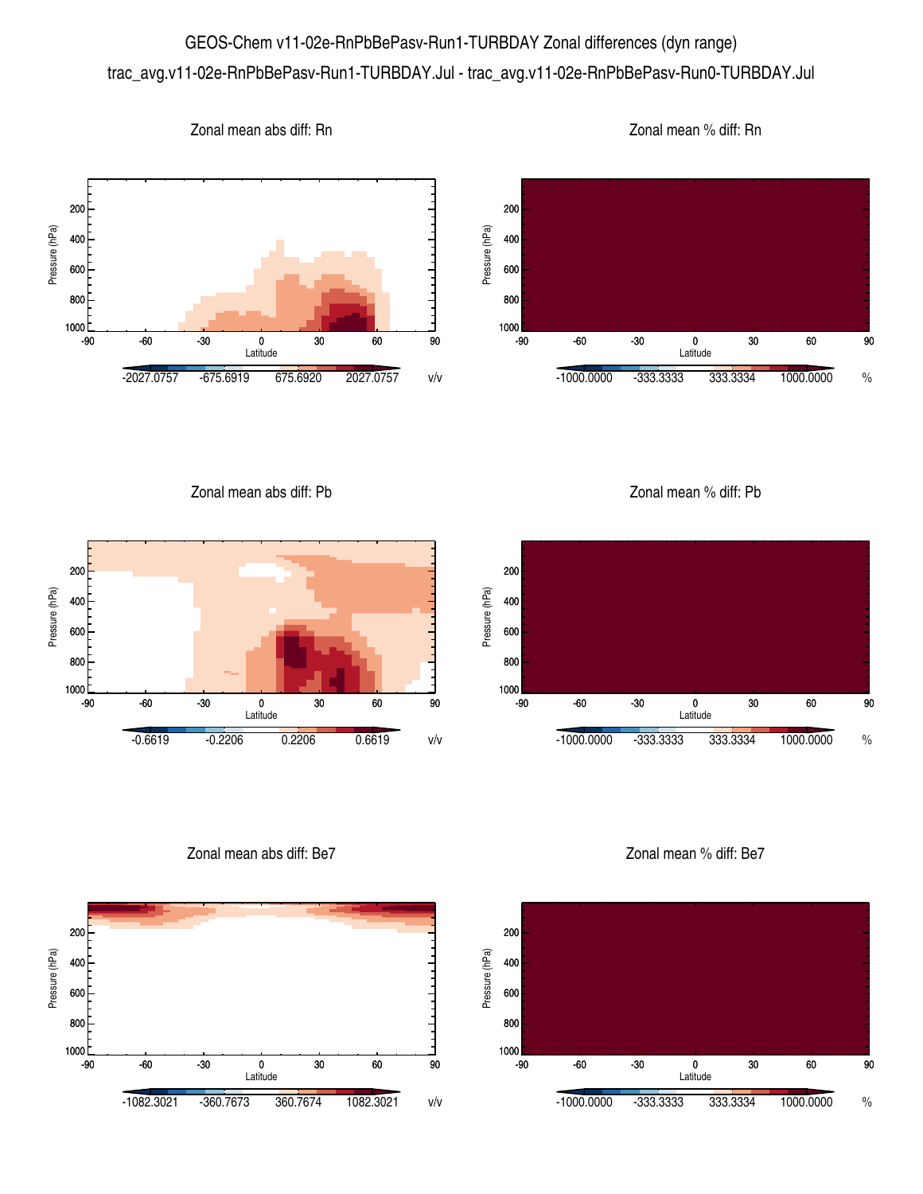# GEOS-Chem v11-02e-RnPbBePasv-Run1-TURBDAY Zonal differences (dyn range)

trac_avg.v11-02e-RnPbBePasv-Run1-TURBDAY.Jul - trac_avg.v11-02e-RnPbBePasv-Run0-TURBDAY.Jul

Zonal mean abs diff: Rn

Pressure (hPa) 200 400 600 800 1000

Latitude -90 -60 -30 0 30 60 90

-2027.0757 -675.6919 675.6920 2027.0757 v/v

Zonal mean % diff: Rn

Pressure (hPa) 200 400 600 800 1000

Latitude -90 -60 -30 0 30 60 90

-1000.0000 -333.3333 333.3334 1000.0000 %

Zonal mean abs diff: Pb

Pressure (hPa) 200 400 600 800 1000

Latitude -90 -60 -30 0 30 60 90

-0.6619 -0.2206 0.2206 0.6619 v/v

Zonal mean % diff: Pb

Pressure (hPa) 200 400 600 800 1000

Latitude -90 -60 -30 0 30 60 90

-1000.0000 -333.3333 333.3334 1000.0000 %

Zonal mean abs diff: Be7

Pressure (hPa) 200 400 600 800 1000

Latitude -90 -60 -30 0 30 60 90

-1082.3021 -360.7673 360.7674 1082.3021 v/v

Zonal mean % diff: Be7

Pressure (hPa) 200 400 600 800 1000

Latitude -90 -60 -30 0 30 60 90

-1000.0000 -333.3333 333.3334 1000.0000 %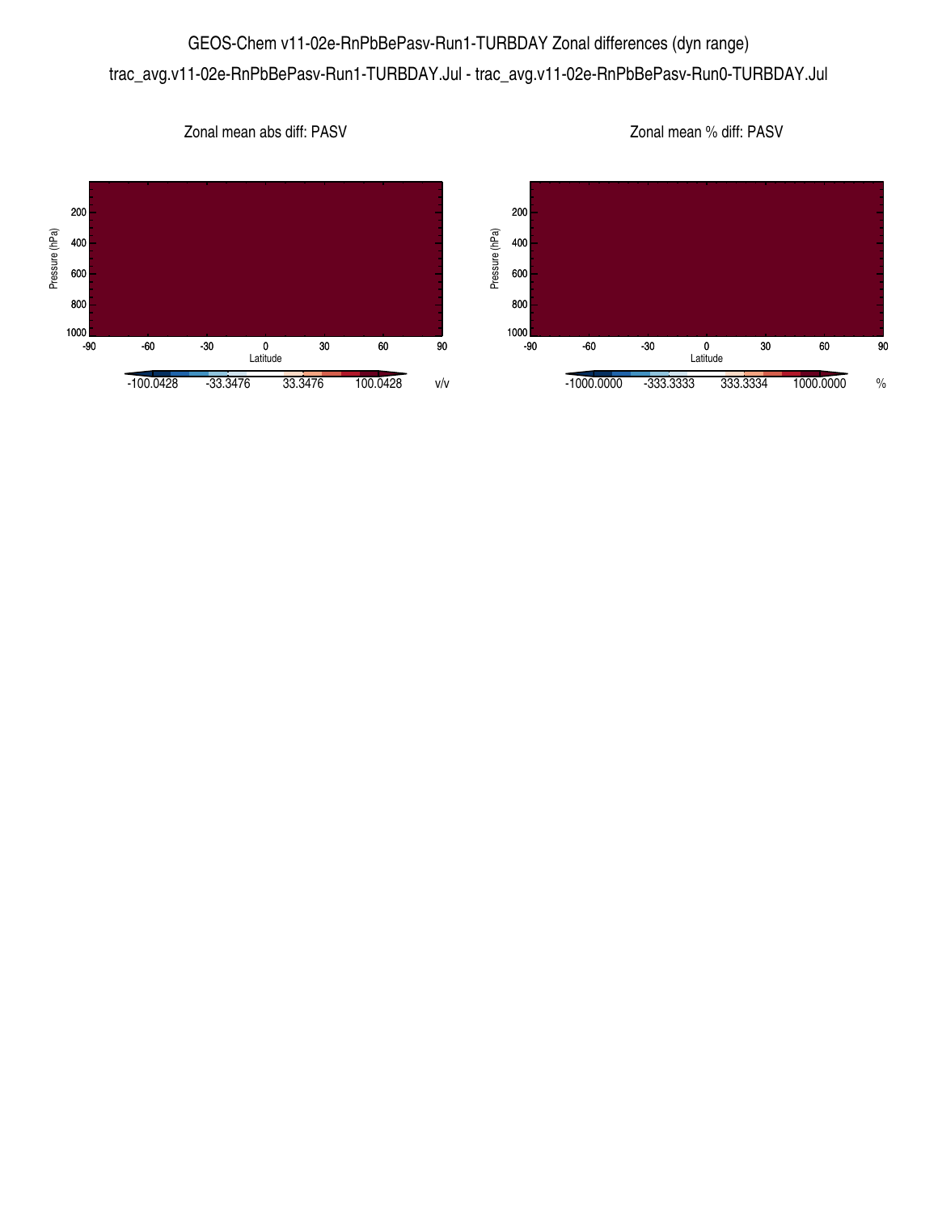GEOS-Chem v11-02e-RnPbBePasv-Run1-TURBDAY Zonal differences (dyn range)

trac_avg.v11-02e-RnPbBePasv-Run1-TURBDAY.Jul - trac_avg.v11-02e-RnPbBePasv-Run0-TURBDAY.Jul

Zonal mean abs diff: PASV

Pressure (hPa)

200
400
600
800
1000

-90 -60 -30 0 30 60 90

Latitude

-100.0428 -33.3476 33.3476 100.0428 v/v

Zonal mean % diff: PASV

Pressure (hPa)

200
400
600
800
1000

-90 -60 -30 0 30 60 90

Latitude

-1000.0000 -333.3333 333.3334 1000.0000 %